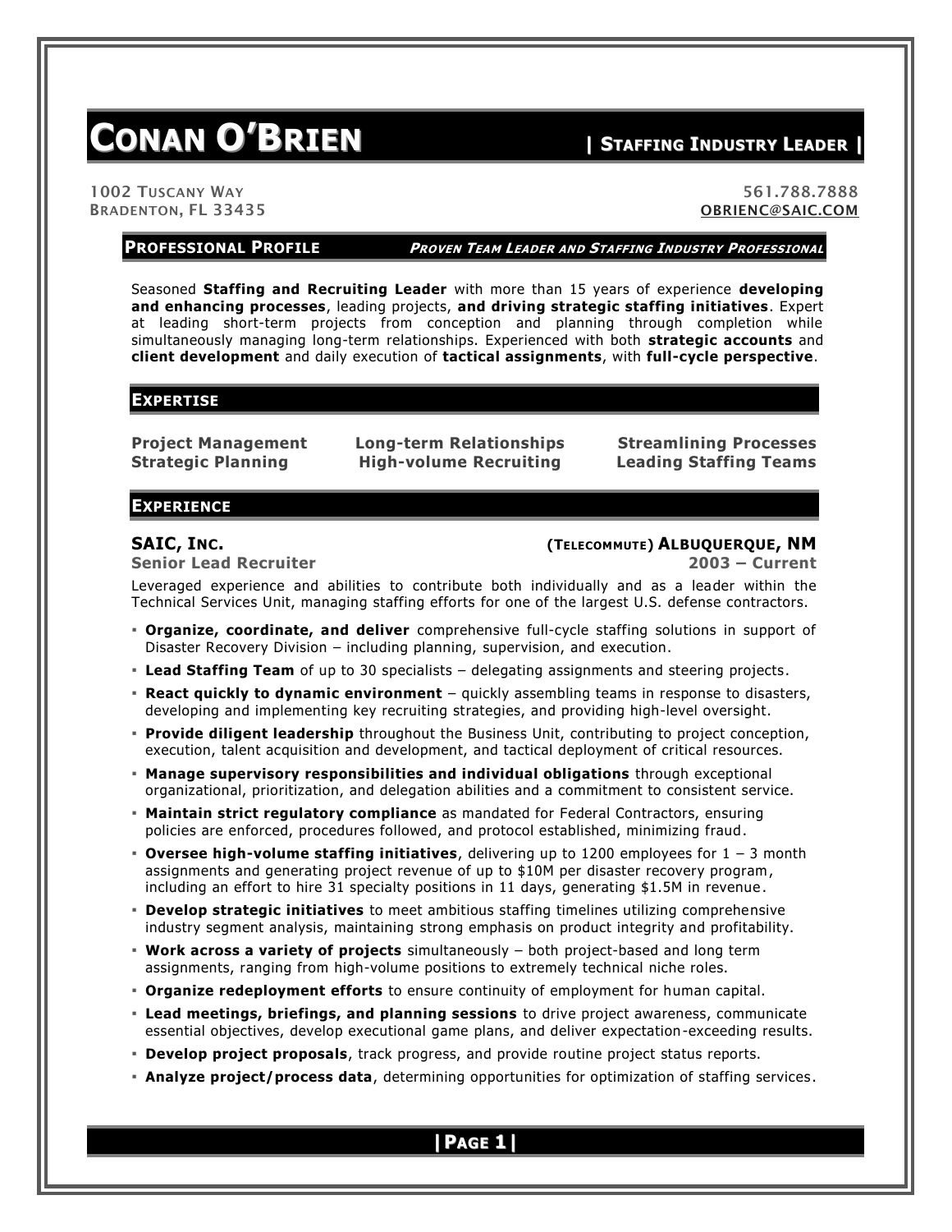# CONAN O'BRIEN | STAFFING INDUSTRY LEADER |

1002 TUSCANY WAY
BRADENTON, FL 33435

561.788.7888
OBRIENC@SAIC.COM

## PROFESSIONAL PROFILE — *PROVEN TEAM LEADER AND STAFFING INDUSTRY PROFESSIONAL*

Seasoned **Staffing and Recruiting Leader** with more than 15 years of experience **developing and enhancing processes**, leading projects, **and driving strategic staffing initiatives**. Expert at leading short-term projects from conception and planning through completion while simultaneously managing long-term relationships. Experienced with both **strategic accounts** and **client development** and daily execution of **tactical assignments**, with **full-cycle perspective**.

## EXPERTISE

| | | |
|---|---|---|
| **Project Management** | **Long-term Relationships** | **Streamlining Processes** |
| **Strategic Planning** | **High-volume Recruiting** | **Leading Staffing Teams** |

## EXPERIENCE

### SAIC, INC. — (TELECOMMUTE) ALBUQUERQUE, NM

**Senior Lead Recruiter** — **2003 – Current**

Leveraged experience and abilities to contribute both individually and as a leader within the Technical Services Unit, managing staffing efforts for one of the largest U.S. defense contractors.

- **Organize, coordinate, and deliver** comprehensive full-cycle staffing solutions in support of Disaster Recovery Division – including planning, supervision, and execution.
- **Lead Staffing Team** of up to 30 specialists – delegating assignments and steering projects.
- **React quickly to dynamic environment** – quickly assembling teams in response to disasters, developing and implementing key recruiting strategies, and providing high-level oversight.
- **Provide diligent leadership** throughout the Business Unit, contributing to project conception, execution, talent acquisition and development, and tactical deployment of critical resources.
- **Manage supervisory responsibilities and individual obligations** through exceptional organizational, prioritization, and delegation abilities and a commitment to consistent service.
- **Maintain strict regulatory compliance** as mandated for Federal Contractors, ensuring policies are enforced, procedures followed, and protocol established, minimizing fraud.
- **Oversee high-volume staffing initiatives**, delivering up to 1200 employees for 1 – 3 month assignments and generating project revenue of up to $10M per disaster recovery program, including an effort to hire 31 specialty positions in 11 days, generating $1.5M in revenue.
- **Develop strategic initiatives** to meet ambitious staffing timelines utilizing comprehensive industry segment analysis, maintaining strong emphasis on product integrity and profitability.
- **Work across a variety of projects** simultaneously – both project-based and long term assignments, ranging from high-volume positions to extremely technical niche roles.
- **Organize redeployment efforts** to ensure continuity of employment for human capital.
- **Lead meetings, briefings, and planning sessions** to drive project awareness, communicate essential objectives, develop executional game plans, and deliver expectation-exceeding results.
- **Develop project proposals**, track progress, and provide routine project status reports.
- **Analyze project/process data**, determining opportunities for optimization of staffing services.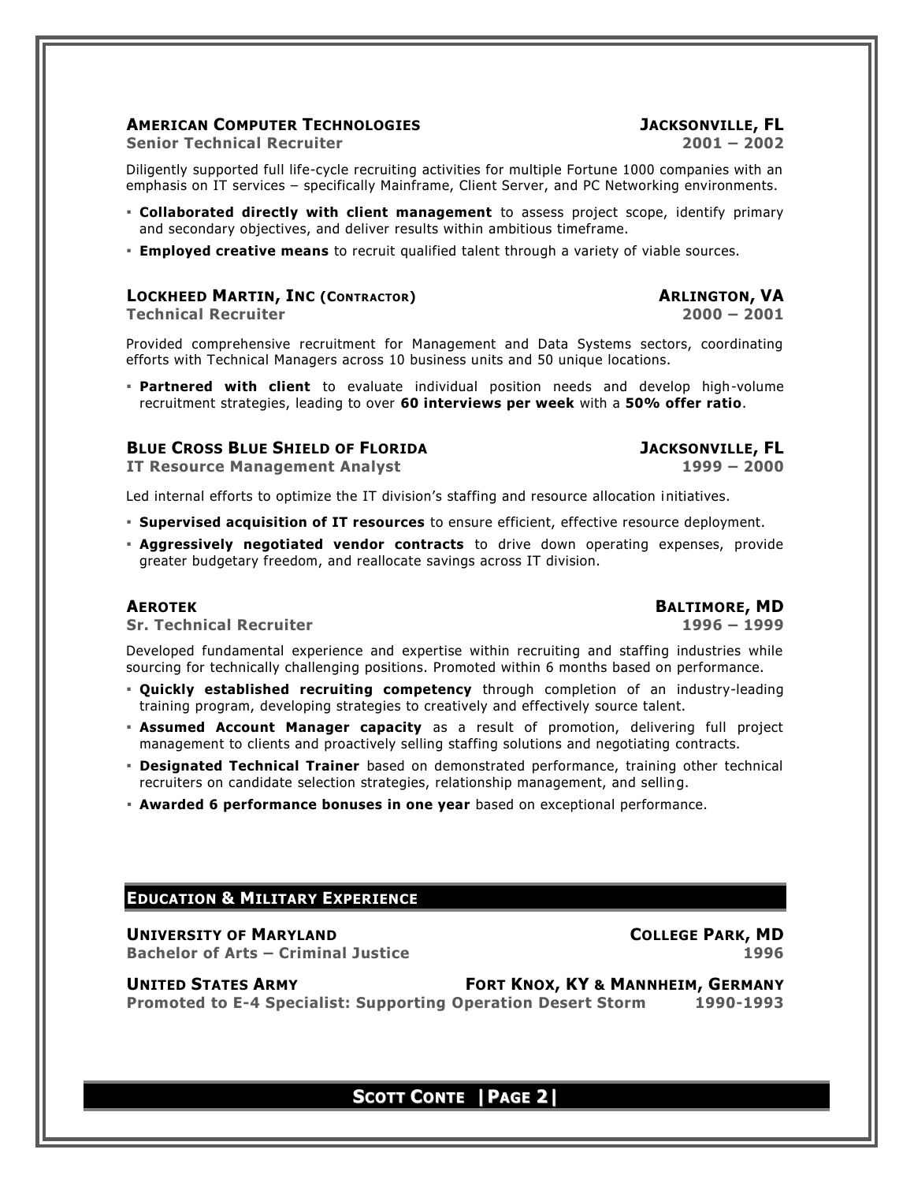### AMERICAN COMPUTER TECHNOLOGIES — JACKSONVILLE, FL

**Senior Technical Recruiter** — **2001 – 2002**

Diligently supported full life-cycle recruiting activities for multiple Fortune 1000 companies with an emphasis on IT services – specifically Mainframe, Client Server, and PC Networking environments.

- **Collaborated directly with client management** to assess project scope, identify primary and secondary objectives, and deliver results within ambitious timeframe.
- **Employed creative means** to recruit qualified talent through a variety of viable sources.

### LOCKHEED MARTIN, INC (CONTRACTOR) — ARLINGTON, VA

**Technical Recruiter** — **2000 – 2001**

Provided comprehensive recruitment for Management and Data Systems sectors, coordinating efforts with Technical Managers across 10 business units and 50 unique locations.

- **Partnered with client** to evaluate individual position needs and develop high-volume recruitment strategies, leading to over **60 interviews per week** with a **50% offer ratio**.

### BLUE CROSS BLUE SHIELD OF FLORIDA — JACKSONVILLE, FL

**IT Resource Management Analyst** — **1999 – 2000**

Led internal efforts to optimize the IT division's staffing and resource allocation initiatives.

- **Supervised acquisition of IT resources** to ensure efficient, effective resource deployment.
- **Aggressively negotiated vendor contracts** to drive down operating expenses, provide greater budgetary freedom, and reallocate savings across IT division.

### AEROTEK — BALTIMORE, MD

**Sr. Technical Recruiter** — **1996 – 1999**

Developed fundamental experience and expertise within recruiting and staffing industries while sourcing for technically challenging positions. Promoted within 6 months based on performance.

- **Quickly established recruiting competency** through completion of an industry-leading training program, developing strategies to creatively and effectively source talent.
- **Assumed Account Manager capacity** as a result of promotion, delivering full project management to clients and proactively selling staffing solutions and negotiating contracts.
- **Designated Technical Trainer** based on demonstrated performance, training other technical recruiters on candidate selection strategies, relationship management, and selling.
- **Awarded 6 performance bonuses in one year** based on exceptional performance.

## EDUCATION & MILITARY EXPERIENCE

### UNIVERSITY OF MARYLAND — COLLEGE PARK, MD

**Bachelor of Arts – Criminal Justice** — **1996**

### UNITED STATES ARMY — FORT KNOX, KY & MANNHEIM, GERMANY

**Promoted to E-4 Specialist: Supporting Operation Desert Storm** — **1990-1993**